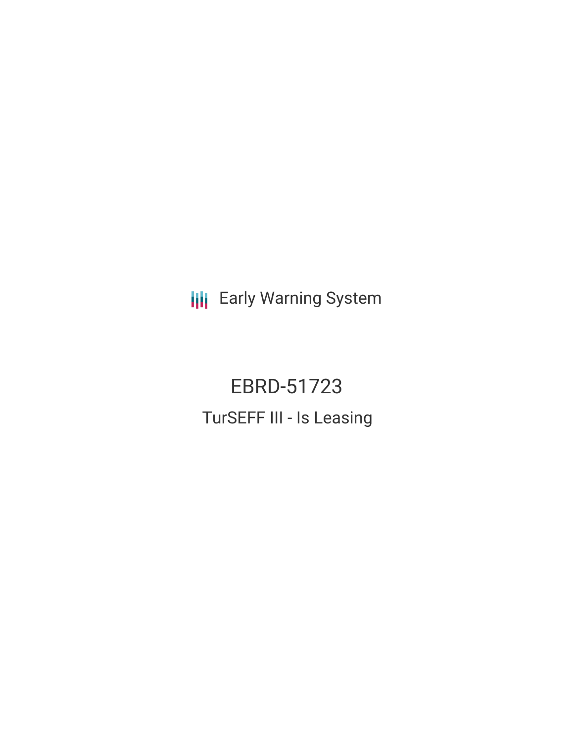Early Warning System

# EBRD-51723

## TurSEFF III - Is Leasing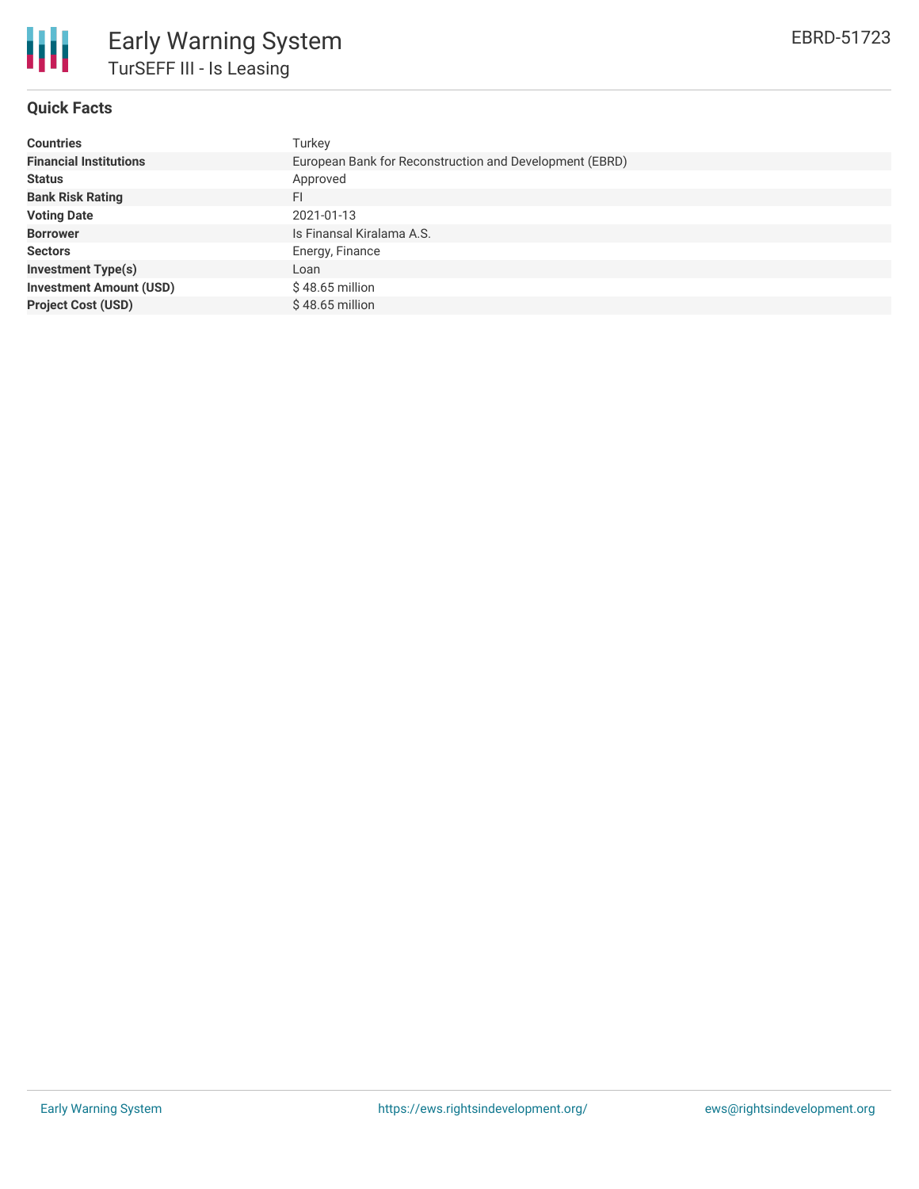# Early Warning System

## TurSEFF III - Is Leasing

EBRD-51723

### Quick Facts

| | |
|---|---|
| **Countries** | Turkey |
| **Financial Institutions** | European Bank for Reconstruction and Development (EBRD) |
| **Status** | Approved |
| **Bank Risk Rating** | FI |
| **Voting Date** | 2021-01-13 |
| **Borrower** | Is Finansal Kiralama A.S. |
| **Sectors** | Energy, Finance |
| **Investment Type(s)** | Loan |
| **Investment Amount (USD)** | $ 48.65 million |
| **Project Cost (USD)** | $ 48.65 million |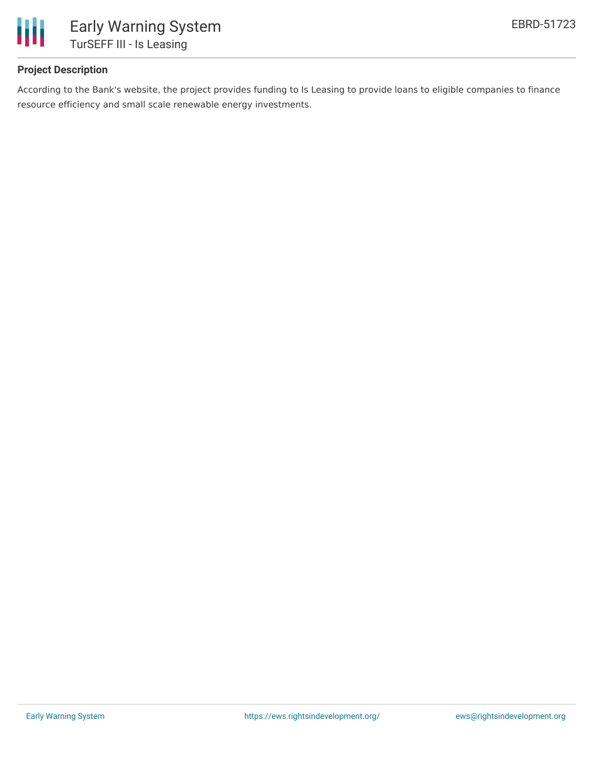# Early Warning System

## TurSEFF III - Is Leasing

EBRD-51723

### Project Description

According to the Bank's website, the project provides funding to Is Leasing to provide loans to eligible companies to finance resource efficiency and small scale renewable energy investments.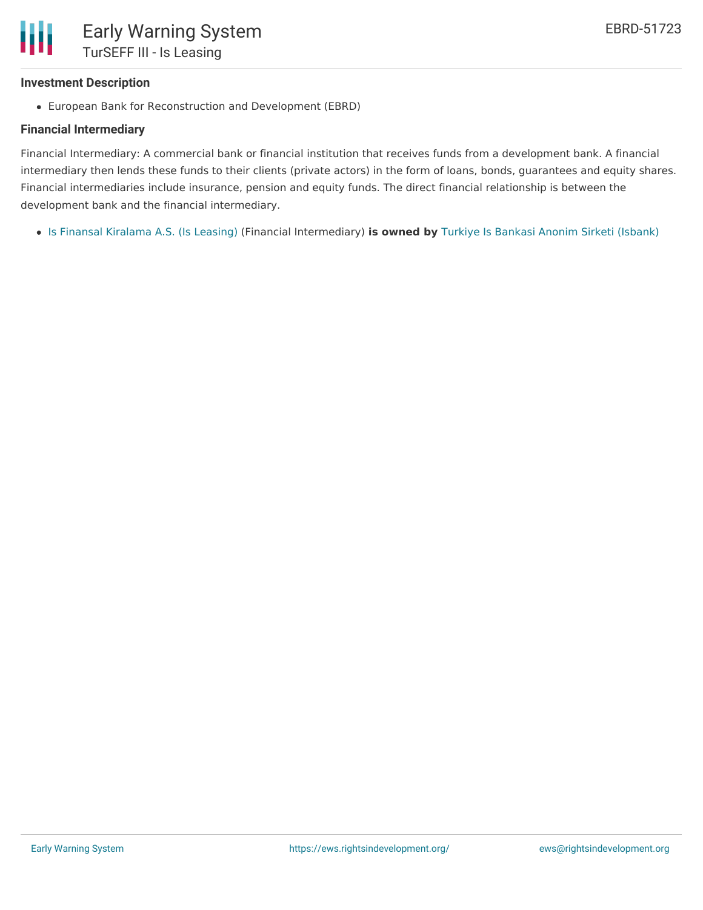### Investment Description

- European Bank for Reconstruction and Development (EBRD)

### Financial Intermediary

Financial Intermediary: A commercial bank or financial institution that receives funds from a development bank. A financial intermediary then lends these funds to their clients (private actors) in the form of loans, bonds, guarantees and equity shares. Financial intermediaries include insurance, pension and equity funds. The direct financial relationship is between the development bank and the financial intermediary.

- Is Finansal Kiralama A.S. (Is Leasing) (Financial Intermediary) **is owned by** Turkiye Is Bankasi Anonim Sirketi (Isbank)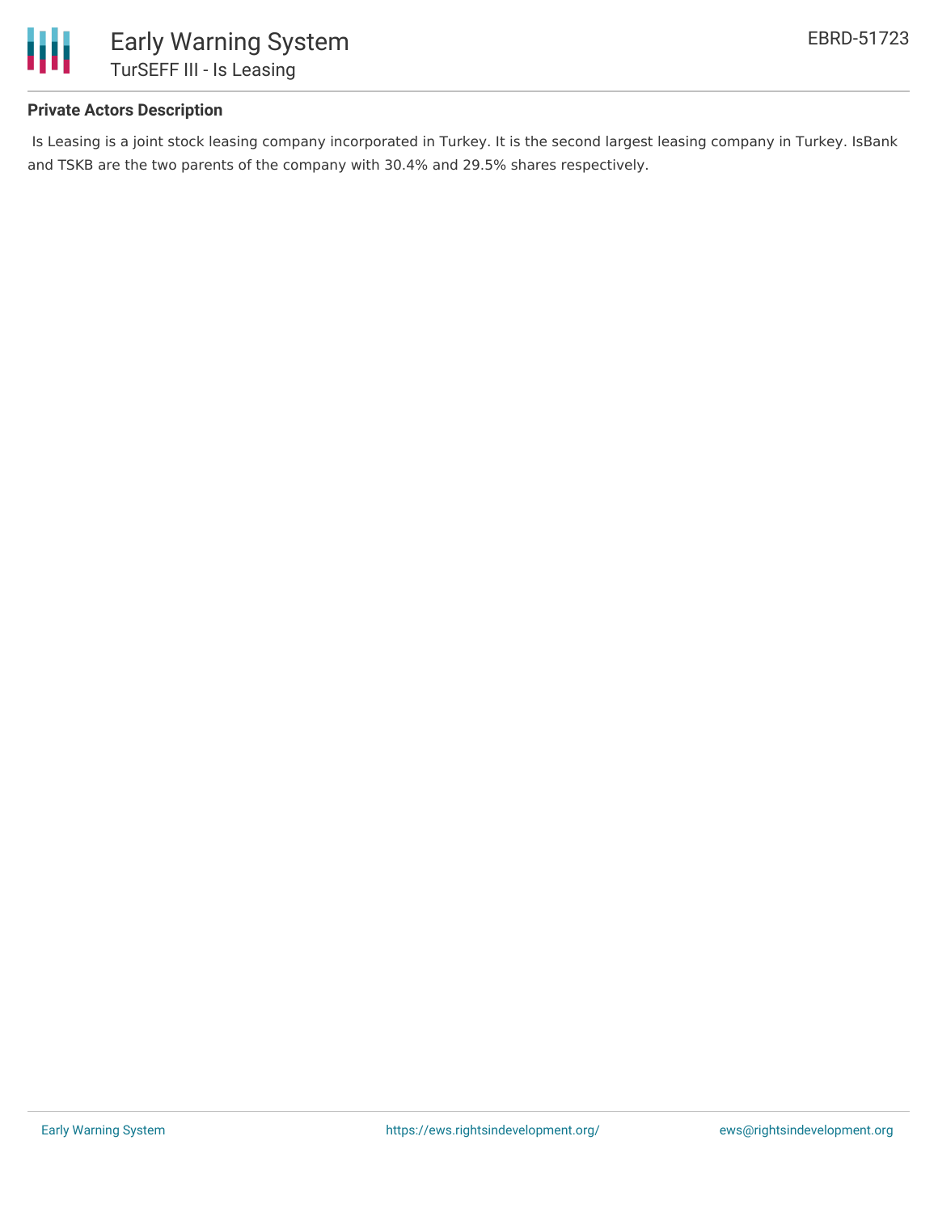**Private Actors Description**

Is Leasing is a joint stock leasing company incorporated in Turkey. It is the second largest leasing company in Turkey. IsBank and TSKB are the two parents of the company with 30.4% and 29.5% shares respectively.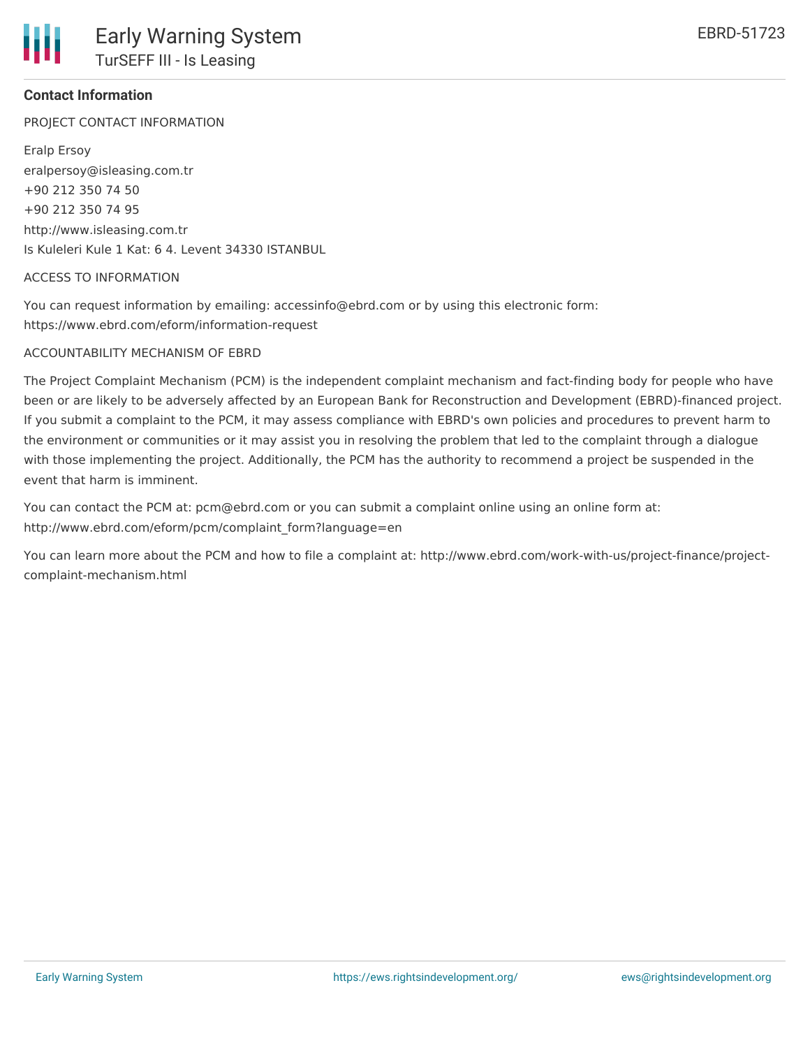## Contact Information

PROJECT CONTACT INFORMATION

Eralp Ersoy
eralpersoy@isleasing.com.tr
+90 212 350 74 50
+90 212 350 74 95
http://www.isleasing.com.tr
Is Kuleleri Kule 1 Kat: 6 4. Levent 34330 ISTANBUL

ACCESS TO INFORMATION

You can request information by emailing: accessinfo@ebrd.com or by using this electronic form: https://www.ebrd.com/eform/information-request

ACCOUNTABILITY MECHANISM OF EBRD

The Project Complaint Mechanism (PCM) is the independent complaint mechanism and fact-finding body for people who have been or are likely to be adversely affected by an European Bank for Reconstruction and Development (EBRD)-financed project. If you submit a complaint to the PCM, it may assess compliance with EBRD's own policies and procedures to prevent harm to the environment or communities or it may assist you in resolving the problem that led to the complaint through a dialogue with those implementing the project. Additionally, the PCM has the authority to recommend a project be suspended in the event that harm is imminent.

You can contact the PCM at: pcm@ebrd.com or you can submit a complaint online using an online form at: http://www.ebrd.com/eform/pcm/complaint_form?language=en

You can learn more about the PCM and how to file a complaint at: http://www.ebrd.com/work-with-us/project-finance/project-complaint-mechanism.html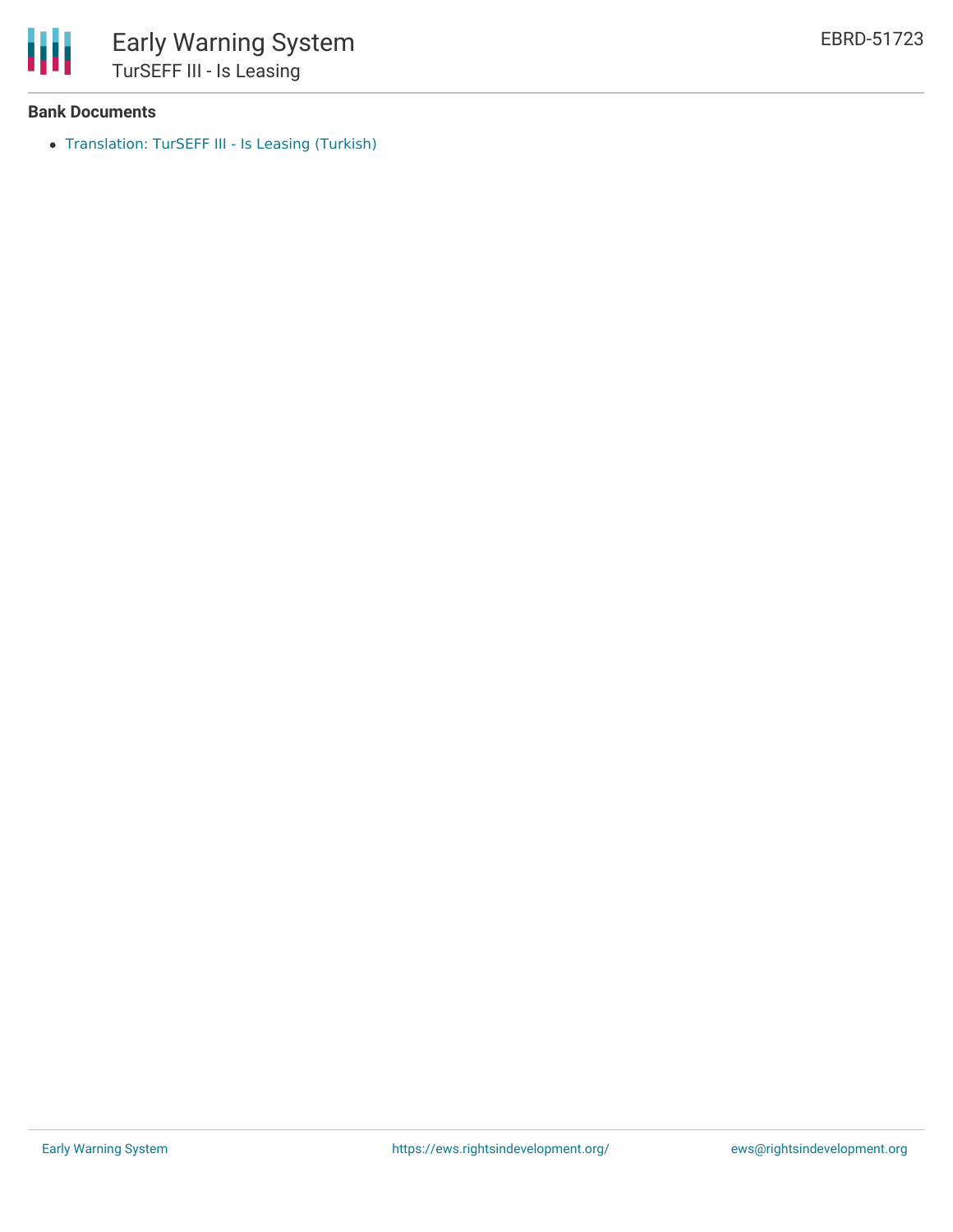**Bank Documents**

- Translation: TurSEFF III - Is Leasing (Turkish)